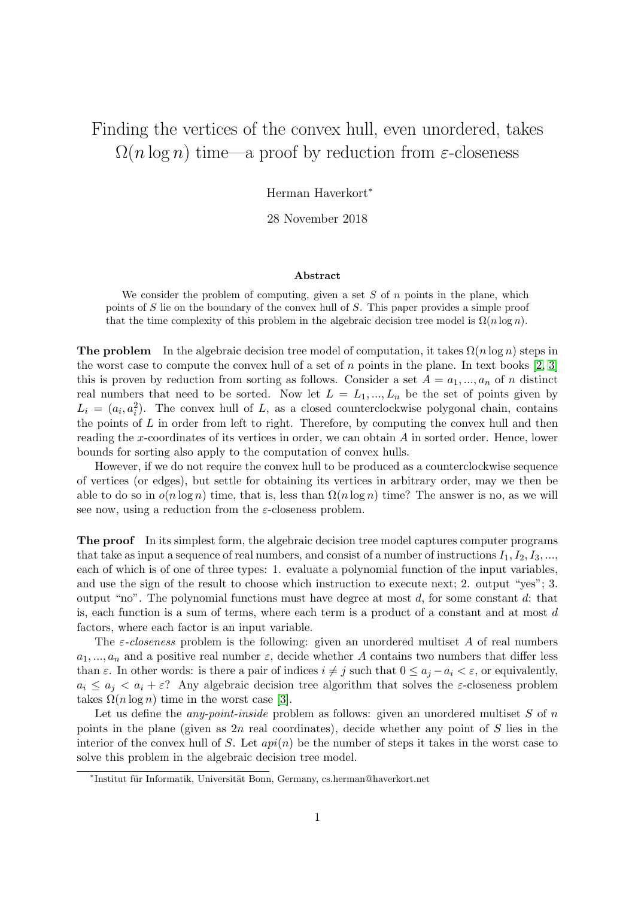# Finding the vertices of the convex hull, even unordered, takes $\Omega(n \log n)$ time—a proof by reduction from $\varepsilon$-closeness

Herman Haverkort*

28 November 2018

### Abstract

We consider the problem of computing, given a set $S$ of $n$ points in the plane, which points of $S$ lie on the boundary of the convex hull of $S$. This paper provides a simple proof that the time complexity of this problem in the algebraic decision tree model is $\Omega(n \log n)$.

**The problem** In the algebraic decision tree model of computation, it takes $\Omega(n \log n)$ steps in the worst case to compute the convex hull of a set of $n$ points in the plane. In text books [2, 3] this is proven by reduction from sorting as follows. Consider a set $A = a_1, ..., a_n$ of $n$ distinct real numbers that need to be sorted. Now let $L = L_1, ..., L_n$ be the set of points given by $L_i = (a_i, a_i^2)$. The convex hull of $L$, as a closed counterclockwise polygonal chain, contains the points of $L$ in order from left to right. Therefore, by computing the convex hull and then reading the $x$-coordinates of its vertices in order, we can obtain $A$ in sorted order. Hence, lower bounds for sorting also apply to the computation of convex hulls.

However, if we do not require the convex hull to be produced as a counterclockwise sequence of vertices (or edges), but settle for obtaining its vertices in arbitrary order, may we then be able to do so in $o(n \log n)$ time, that is, less than $\Omega(n \log n)$ time? The answer is no, as we will see now, using a reduction from the $\varepsilon$-closeness problem.

**The proof** In its simplest form, the algebraic decision tree model captures computer programs that take as input a sequence of real numbers, and consist of a number of instructions $I_1, I_2, I_3, ...$, each of which is of one of three types: 1. evaluate a polynomial function of the input variables, and use the sign of the result to choose which instruction to execute next; 2. output "yes"; 3. output "no". The polynomial functions must have degree at most $d$, for some constant $d$: that is, each function is a sum of terms, where each term is a product of a constant and at most $d$ factors, where each factor is an input variable.

The *$\varepsilon$-closeness* problem is the following: given an unordered multiset $A$ of real numbers $a_1, ..., a_n$ and a positive real number $\varepsilon$, decide whether $A$ contains two numbers that differ less than $\varepsilon$. In other words: is there a pair of indices $i \neq j$ such that $0 \leq a_j - a_i < \varepsilon$, or equivalently, $a_i \leq a_j < a_i + \varepsilon$? Any algebraic decision tree algorithm that solves the $\varepsilon$-closeness problem takes $\Omega(n \log n)$ time in the worst case [3].

Let us define the *any-point-inside* problem as follows: given an unordered multiset $S$ of $n$ points in the plane (given as $2n$ real coordinates), decide whether any point of $S$ lies in the interior of the convex hull of $S$. Let $api(n)$ be the number of steps it takes in the worst case to solve this problem in the algebraic decision tree model.

---

*Institut für Informatik, Universität Bonn, Germany, cs.herman@haverkort.net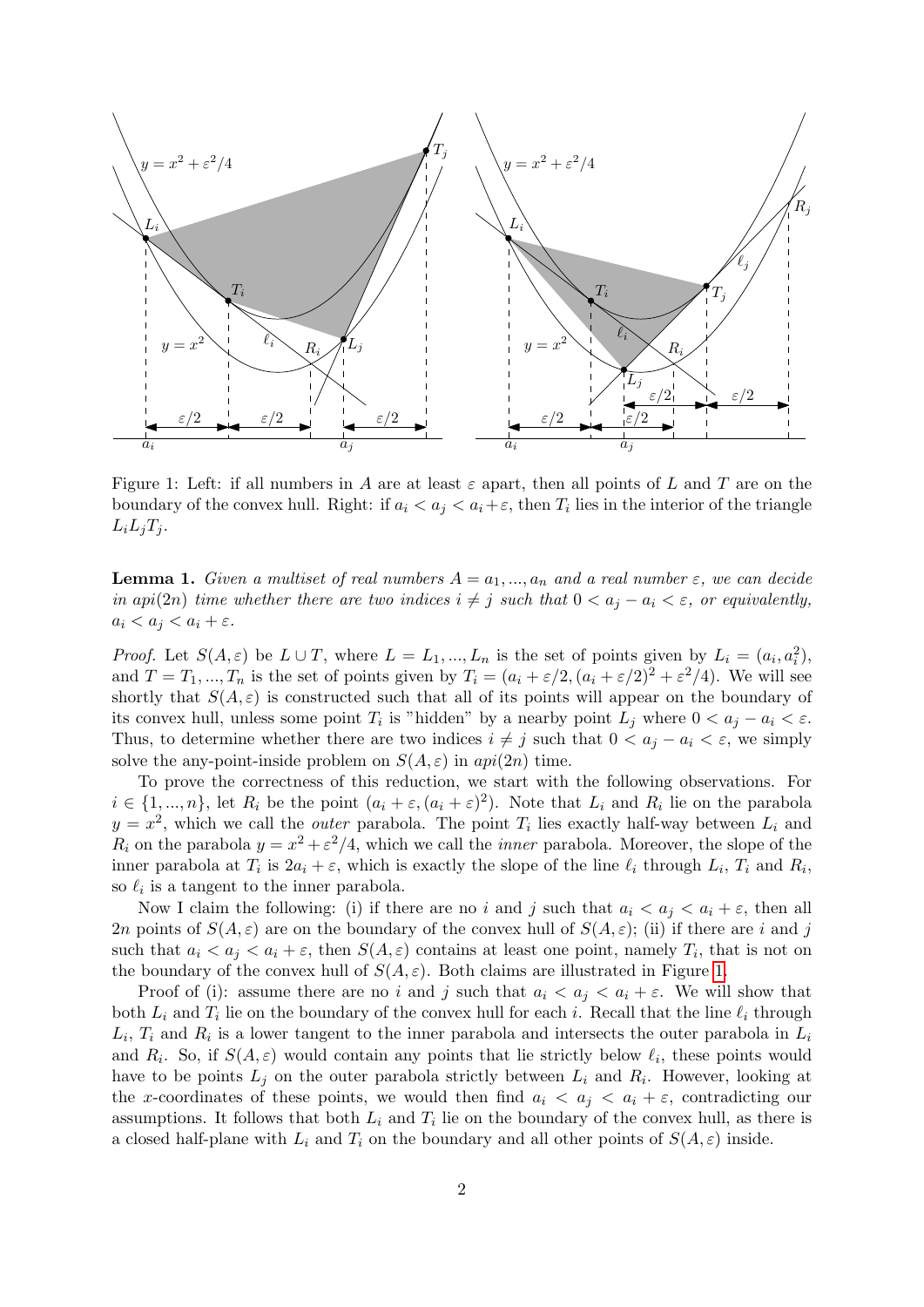Figure 1: Left: if all numbers in $A$ are at least $\varepsilon$ apart, then all points of $L$ and $T$ are on the boundary of the convex hull. Right: if $a_i < a_j < a_i + \varepsilon$, then $T_i$ lies in the interior of the triangle $L_i L_j T_j$.

**Lemma 1.** *Given a multiset of real numbers $A = a_1, ..., a_n$ and a real number $\varepsilon$, we can decide in $api(2n)$ time whether there are two indices $i \neq j$ such that $0 < a_j - a_i < \varepsilon$, or equivalently, $a_i < a_j < a_i + \varepsilon$.*

*Proof.* Let $S(A, \varepsilon)$ be $L \cup T$, where $L = L_1, ..., L_n$ is the set of points given by $L_i = (a_i, a_i^2)$, and $T = T_1, ..., T_n$ is the set of points given by $T_i = (a_i + \varepsilon/2, (a_i + \varepsilon/2)^2 + \varepsilon^2/4)$. We will see shortly that $S(A, \varepsilon)$ is constructed such that all of its points will appear on the boundary of its convex hull, unless some point $T_i$ is "hidden" by a nearby point $L_j$ where $0 < a_j - a_i < \varepsilon$. Thus, to determine whether there are two indices $i \neq j$ such that $0 < a_j - a_i < \varepsilon$, we simply solve the any-point-inside problem on $S(A, \varepsilon)$ in $api(2n)$ time.

To prove the correctness of this reduction, we start with the following observations. For $i \in \{1, ..., n\}$, let $R_i$ be the point $(a_i + \varepsilon, (a_i + \varepsilon)^2)$. Note that $L_i$ and $R_i$ lie on the parabola $y = x^2$, which we call the *outer* parabola. The point $T_i$ lies exactly half-way between $L_i$ and $R_i$ on the parabola $y = x^2 + \varepsilon^2/4$, which we call the *inner* parabola. Moreover, the slope of the inner parabola at $T_i$ is $2a_i + \varepsilon$, which is exactly the slope of the line $\ell_i$ through $L_i$, $T_i$ and $R_i$, so $\ell_i$ is a tangent to the inner parabola.

Now I claim the following: (i) if there are no $i$ and $j$ such that $a_i < a_j < a_i + \varepsilon$, then all $2n$ points of $S(A, \varepsilon)$ are on the boundary of the convex hull of $S(A, \varepsilon)$; (ii) if there are $i$ and $j$ such that $a_i < a_j < a_i + \varepsilon$, then $S(A, \varepsilon)$ contains at least one point, namely $T_i$, that is not on the boundary of the convex hull of $S(A, \varepsilon)$. Both claims are illustrated in Figure 1.

Proof of (i): assume there are no $i$ and $j$ such that $a_i < a_j < a_i + \varepsilon$. We will show that both $L_i$ and $T_i$ lie on the boundary of the convex hull for each $i$. Recall that the line $\ell_i$ through $L_i$, $T_i$ and $R_i$ is a lower tangent to the inner parabola and intersects the outer parabola in $L_i$ and $R_i$. So, if $S(A, \varepsilon)$ would contain any points that lie strictly below $\ell_i$, these points would have to be points $L_j$ on the outer parabola strictly between $L_i$ and $R_i$. However, looking at the $x$-coordinates of these points, we would then find $a_i < a_j < a_i + \varepsilon$, contradicting our assumptions. It follows that both $L_i$ and $T_i$ lie on the boundary of the convex hull, as there is a closed half-plane with $L_i$ and $T_i$ on the boundary and all other points of $S(A, \varepsilon)$ inside.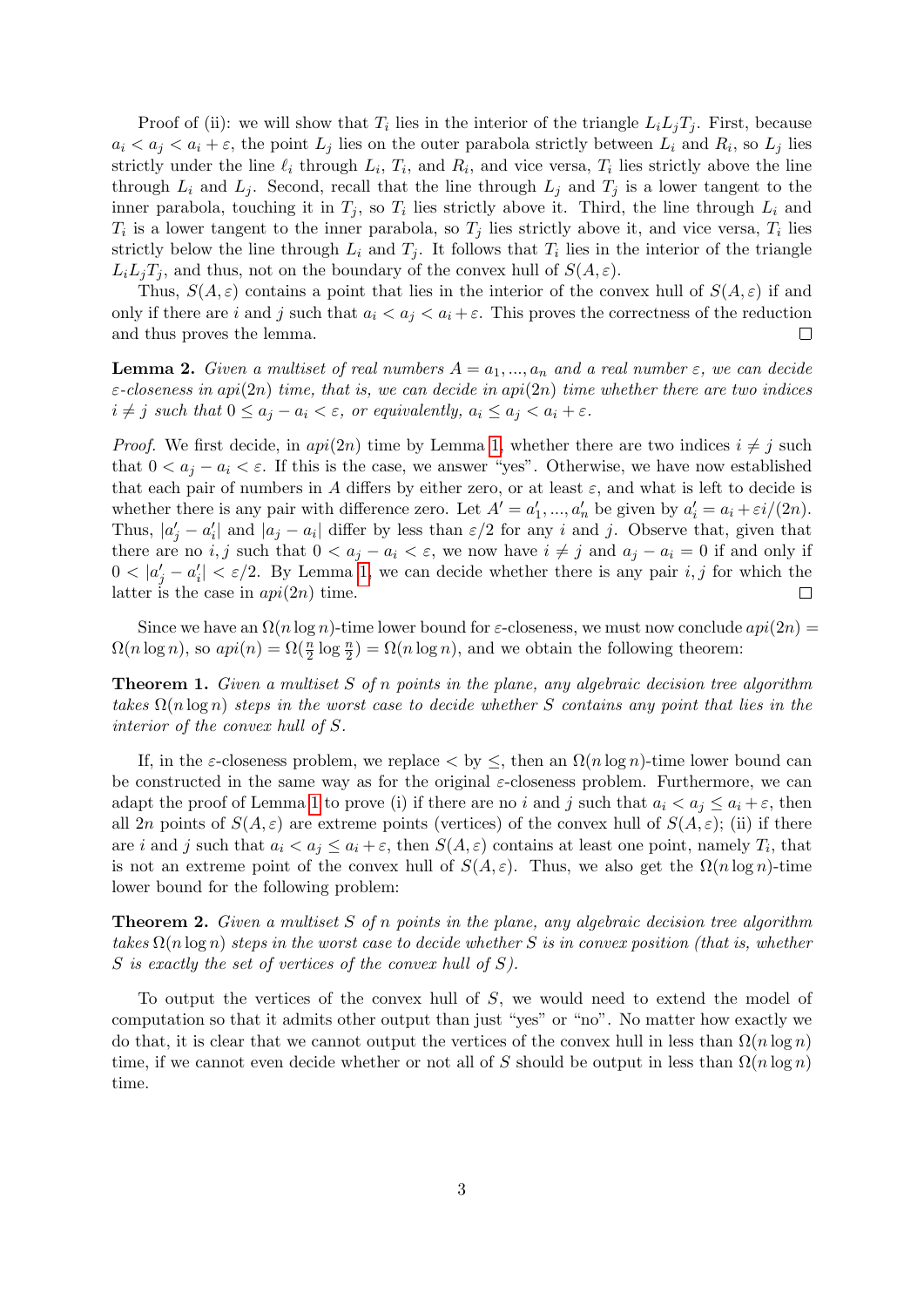Proof of (ii): we will show that $T_i$ lies in the interior of the triangle $L_iL_jT_j$. First, because $a_i < a_j < a_i + \varepsilon$, the point $L_j$ lies on the outer parabola strictly between $L_i$ and $R_i$, so $L_j$ lies strictly under the line $\ell_i$ through $L_i$, $T_i$, and $R_i$, and vice versa, $T_i$ lies strictly above the line through $L_i$ and $L_j$. Second, recall that the line through $L_j$ and $T_j$ is a lower tangent to the inner parabola, touching it in $T_j$, so $T_i$ lies strictly above it. Third, the line through $L_i$ and $T_i$ is a lower tangent to the inner parabola, so $T_j$ lies strictly above it, and vice versa, $T_i$ lies strictly below the line through $L_i$ and $T_j$. It follows that $T_i$ lies in the interior of the triangle $L_iL_jT_j$, and thus, not on the boundary of the convex hull of $S(A, \varepsilon)$.

Thus, $S(A, \varepsilon)$ contains a point that lies in the interior of the convex hull of $S(A, \varepsilon)$ if and only if there are $i$ and $j$ such that $a_i < a_j < a_i + \varepsilon$. This proves the correctness of the reduction and thus proves the lemma. □

**Lemma 2.** *Given a multiset of real numbers $A = a_1, ..., a_n$ and a real number $\varepsilon$, we can decide $\varepsilon$-closeness in $api(2n)$ time, that is, we can decide in $api(2n)$ time whether there are two indices $i \neq j$ such that $0 \leq a_j - a_i < \varepsilon$, or equivalently, $a_i \leq a_j < a_i + \varepsilon$.*

*Proof.* We first decide, in $api(2n)$ time by Lemma 1, whether there are two indices $i \neq j$ such that $0 < a_j - a_i < \varepsilon$. If this is the case, we answer "yes". Otherwise, we have now established that each pair of numbers in $A$ differs by either zero, or at least $\varepsilon$, and what is left to decide is whether there is any pair with difference zero. Let $A' = a'_1, ..., a'_n$ be given by $a'_i = a_i + \varepsilon i/(2n)$. Thus, $|a'_j - a'_i|$ and $|a_j - a_i|$ differ by less than $\varepsilon/2$ for any $i$ and $j$. Observe that, given that there are no $i, j$ such that $0 < a_j - a_i < \varepsilon$, we now have $i \neq j$ and $a_j - a_i = 0$ if and only if $0 < |a'_j - a'_i| < \varepsilon/2$. By Lemma 1, we can decide whether there is any pair $i, j$ for which the latter is the case in $api(2n)$ time. □

Since we have an $\Omega(n \log n)$-time lower bound for $\varepsilon$-closeness, we must now conclude $api(2n) = \Omega(n \log n)$, so $api(n) = \Omega(\frac{n}{2} \log \frac{n}{2}) = \Omega(n \log n)$, and we obtain the following theorem:

**Theorem 1.** *Given a multiset $S$ of $n$ points in the plane, any algebraic decision tree algorithm takes $\Omega(n \log n)$ steps in the worst case to decide whether $S$ contains any point that lies in the interior of the convex hull of $S$.*

If, in the $\varepsilon$-closeness problem, we replace $<$ by $\leq$, then an $\Omega(n \log n)$-time lower bound can be constructed in the same way as for the original $\varepsilon$-closeness problem. Furthermore, we can adapt the proof of Lemma 1 to prove (i) if there are no $i$ and $j$ such that $a_i < a_j \leq a_i + \varepsilon$, then all $2n$ points of $S(A, \varepsilon)$ are extreme points (vertices) of the convex hull of $S(A, \varepsilon)$; (ii) if there are $i$ and $j$ such that $a_i < a_j \leq a_i + \varepsilon$, then $S(A, \varepsilon)$ contains at least one point, namely $T_i$, that is not an extreme point of the convex hull of $S(A, \varepsilon)$. Thus, we also get the $\Omega(n \log n)$-time lower bound for the following problem:

**Theorem 2.** *Given a multiset $S$ of $n$ points in the plane, any algebraic decision tree algorithm takes $\Omega(n \log n)$ steps in the worst case to decide whether $S$ is in convex position (that is, whether $S$ is exactly the set of vertices of the convex hull of $S$).*

To output the vertices of the convex hull of $S$, we would need to extend the model of computation so that it admits other output than just "yes" or "no". No matter how exactly we do that, it is clear that we cannot output the vertices of the convex hull in less than $\Omega(n \log n)$ time, if we cannot even decide whether or not all of $S$ should be output in less than $\Omega(n \log n)$ time.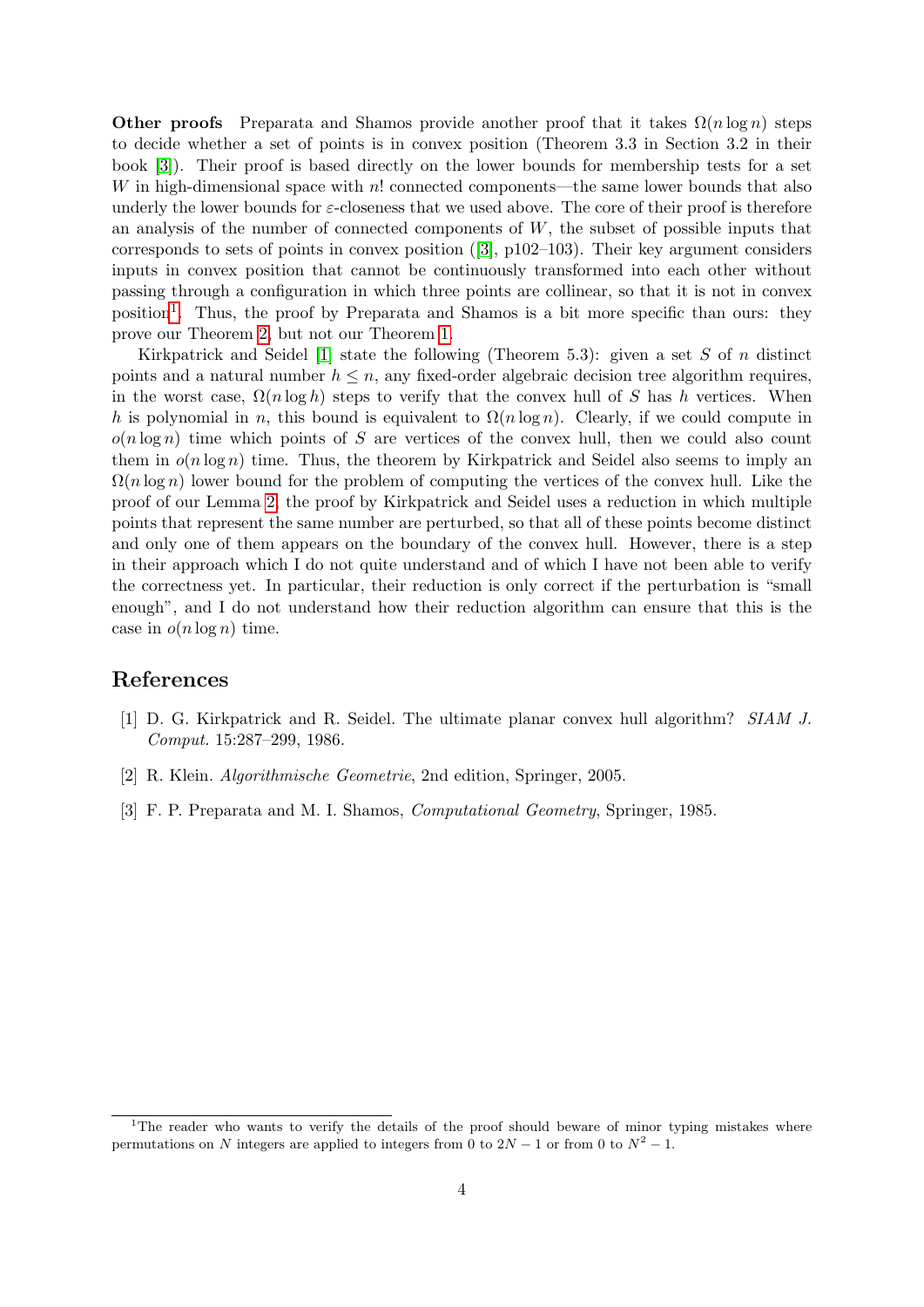**Other proofs** Preparata and Shamos provide another proof that it takes $\Omega(n \log n)$ steps to decide whether a set of points is in convex position (Theorem 3.3 in Section 3.2 in their book [3]). Their proof is based directly on the lower bounds for membership tests for a set $W$ in high-dimensional space with $n!$ connected components—the same lower bounds that also underly the lower bounds for $\varepsilon$-closeness that we used above. The core of their proof is therefore an analysis of the number of connected components of $W$, the subset of possible inputs that corresponds to sets of points in convex position ([3], p102–103). Their key argument considers inputs in convex position that cannot be continuously transformed into each other without passing through a configuration in which three points are collinear, so that it is not in convex position[1]. Thus, the proof by Preparata and Shamos is a bit more specific than ours: they prove our Theorem 2, but not our Theorem 1.

Kirkpatrick and Seidel [1] state the following (Theorem 5.3): given a set $S$ of $n$ distinct points and a natural number $h \leq n$, any fixed-order algebraic decision tree algorithm requires, in the worst case, $\Omega(n \log h)$ steps to verify that the convex hull of $S$ has $h$ vertices. When $h$ is polynomial in $n$, this bound is equivalent to $\Omega(n \log n)$. Clearly, if we could compute in $o(n \log n)$ time which points of $S$ are vertices of the convex hull, then we could also count them in $o(n \log n)$ time. Thus, the theorem by Kirkpatrick and Seidel also seems to imply an $\Omega(n \log n)$ lower bound for the problem of computing the vertices of the convex hull. Like the proof of our Lemma 2, the proof by Kirkpatrick and Seidel uses a reduction in which multiple points that represent the same number are perturbed, so that all of these points become distinct and only one of them appears on the boundary of the convex hull. However, there is a step in their approach which I do not quite understand and of which I have not been able to verify the correctness yet. In particular, their reduction is only correct if the perturbation is "small enough", and I do not understand how their reduction algorithm can ensure that this is the case in $o(n \log n)$ time.

## References

[1] D. G. Kirkpatrick and R. Seidel. The ultimate planar convex hull algorithm? *SIAM J. Comput.* 15:287–299, 1986.

[2] R. Klein. *Algorithmische Geometrie*, 2nd edition, Springer, 2005.

[3] F. P. Preparata and M. I. Shamos, *Computational Geometry*, Springer, 1985.

[1] The reader who wants to verify the details of the proof should beware of minor typing mistakes where permutations on $N$ integers are applied to integers from 0 to $2N - 1$ or from 0 to $N^2 - 1$.